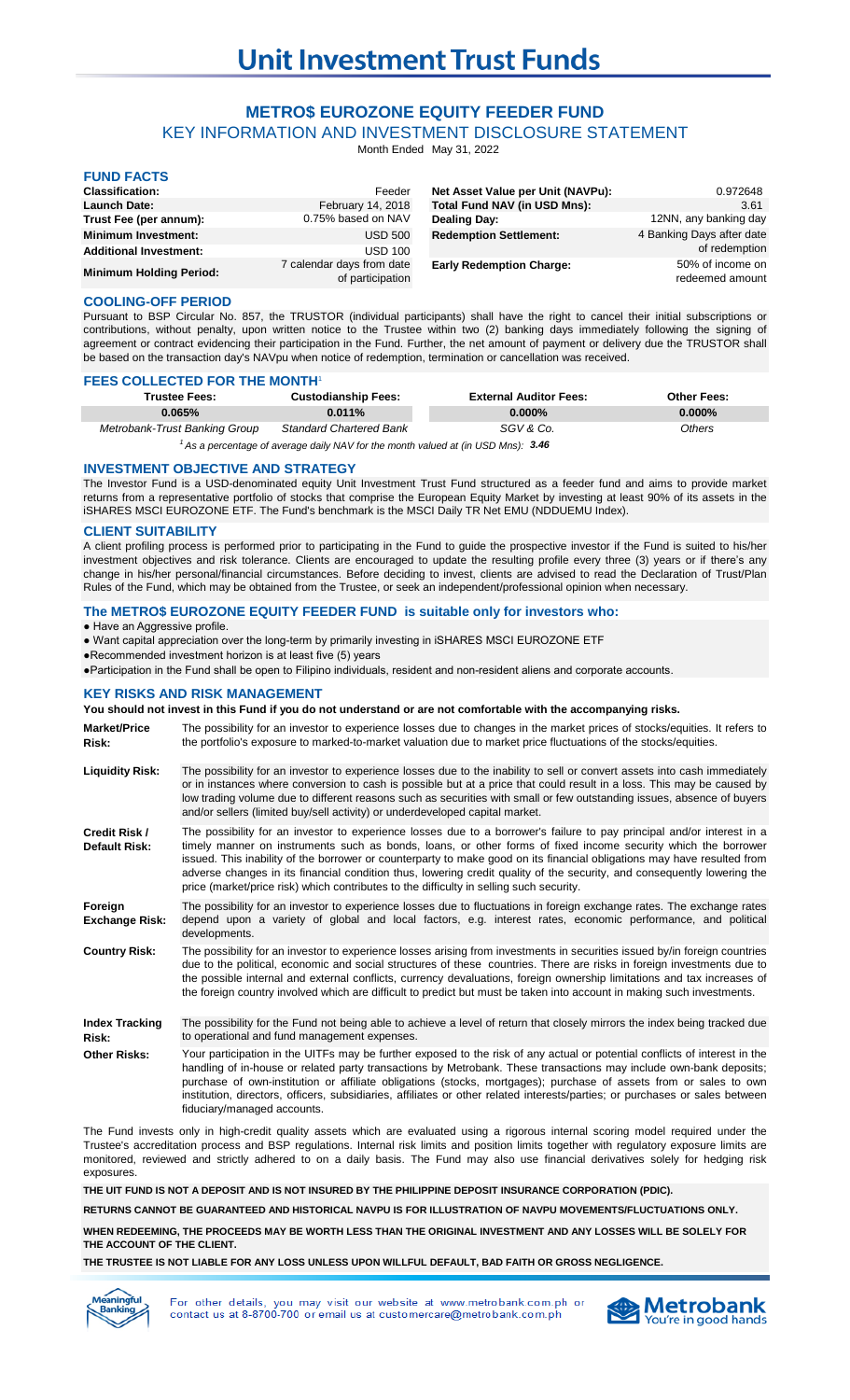# Unit Investment Trust Funds

## METRO$ EUROZONE EQUITY FEEDER FUND

### KEY INFORMATION AND INVESTMENT DISCLOSURE STATEMENT

Month Ended May 31, 2022

### FUND FACTS

| | | | |
|---|---|---|---|
| **Classification:** | Feeder | **Net Asset Value per Unit (NAVPu):** | 0.972648 |
| **Launch Date:** | February 14, 2018 | **Total Fund NAV (in USD Mns):** | 3.61 |
| **Trust Fee (per annum):** | 0.75% based on NAV | **Dealing Day:** | 12NN, any banking day |
| **Minimum Investment:** | USD 500 | **Redemption Settlement:** | 4 Banking Days after date of redemption |
| **Additional Investment:** | USD 100 | | |
| **Minimum Holding Period:** | 7 calendar days from date of participation | **Early Redemption Charge:** | 50% of income on redeemed amount |

### COOLING-OFF PERIOD

Pursuant to BSP Circular No. 857, the TRUSTOR (individual participants) shall have the right to cancel their initial subscriptions or contributions, without penalty, upon written notice to the Trustee within two (2) banking days immediately following the signing of agreement or contract evidencing their participation in the Fund. Further, the net amount of payment or delivery due the TRUSTOR shall be based on the transaction day's NAVpu when notice of redemption, termination or cancellation was received.

### FEES COLLECTED FOR THE MONTH[1]

| Trustee Fees: | Custodianship Fees: | External Auditor Fees: | Other Fees: |
|---|---|---|---|
| 0.065% | 0.011% | 0.000% | 0.000% |
| *Metrobank-Trust Banking Group* | *Standard Chartered Bank* | *SGV & Co.* | *Others* |

[1] *As a percentage of average daily NAV for the month valued at (in USD Mns):* ***3.46***

### INVESTMENT OBJECTIVE AND STRATEGY

The Investor Fund is a USD-denominated equity Unit Investment Trust Fund structured as a feeder fund and aims to provide market returns from a representative portfolio of stocks that comprise the European Equity Market by investing at least 90% of its assets in the iSHARES MSCI EUROZONE ETF. The Fund's benchmark is the MSCI Daily TR Net EMU (NDDUEMU Index).

### CLIENT SUITABILITY

A client profiling process is performed prior to participating in the Fund to guide the prospective investor if the Fund is suited to his/her investment objectives and risk tolerance. Clients are encouraged to update the resulting profile every three (3) years or if there's any change in his/her personal/financial circumstances. Before deciding to invest, clients are advised to read the Declaration of Trust/Plan Rules of the Fund, which may be obtained from the Trustee, or seek an independent/professional opinion when necessary.

### The METRO$ EUROZONE EQUITY FEEDER FUND is suitable only for investors who:

- Have an Aggressive profile.
- Want capital appreciation over the long-term by primarily investing in iSHARES MSCI EUROZONE ETF
- Recommended investment horizon is at least five (5) years
- Participation in the Fund shall be open to Filipino individuals, resident and non-resident aliens and corporate accounts.

### KEY RISKS AND RISK MANAGEMENT

**You should not invest in this Fund if you do not understand or are not comfortable with the accompanying risks.**

**Market/Price Risk:** The possibility for an investor to experience losses due to changes in the market prices of stocks/equities. It refers to the portfolio's exposure to marked-to-market valuation due to market price fluctuations of the stocks/equities.

**Liquidity Risk:** The possibility for an investor to experience losses due to the inability to sell or convert assets into cash immediately or in instances where conversion to cash is possible but at a price that could result in a loss. This may be caused by low trading volume due to different reasons such as securities with small or few outstanding issues, absence of buyers and/or sellers (limited buy/sell activity) or underdeveloped capital market.

**Credit Risk / Default Risk:** The possibility for an investor to experience losses due to a borrower's failure to pay principal and/or interest in a timely manner on instruments such as bonds, loans, or other forms of fixed income security which the borrower issued. This inability of the borrower or counterparty to make good on its financial obligations may have resulted from adverse changes in its financial condition thus, lowering credit quality of the security, and consequently lowering the price (market/price risk) which contributes to the difficulty in selling such security.

**Foreign Exchange Risk:** The possibility for an investor to experience losses due to fluctuations in foreign exchange rates. The exchange rates depend upon a variety of global and local factors, e.g. interest rates, economic performance, and political developments.

**Country Risk:** The possibility for an investor to experience losses arising from investments in securities issued by/in foreign countries due to the political, economic and social structures of these countries. There are risks in foreign investments due to the possible internal and external conflicts, currency devaluations, foreign ownership limitations and tax increases of the foreign country involved which are difficult to predict but must be taken into account in making such investments.

**Index Tracking Risk:** The possibility for the Fund not being able to achieve a level of return that closely mirrors the index being tracked due to operational and fund management expenses.

**Other Risks:** Your participation in the UITFs may be further exposed to the risk of any actual or potential conflicts of interest in the handling of in-house or related party transactions by Metrobank. These transactions may include own-bank deposits; purchase of own-institution or affiliate obligations (stocks, mortgages); purchase of assets from or sales to own institution, directors, officers, subsidiaries, affiliates or other related interests/parties; or purchases or sales between fiduciary/managed accounts.

The Fund invests only in high-credit quality assets which are evaluated using a rigorous internal scoring model required under the Trustee's accreditation process and BSP regulations. Internal risk limits and position limits together with regulatory exposure limits are monitored, reviewed and strictly adhered to on a daily basis. The Fund may also use financial derivatives solely for hedging risk exposures.

**THE UIT FUND IS NOT A DEPOSIT AND IS NOT INSURED BY THE PHILIPPINE DEPOSIT INSURANCE CORPORATION (PDIC).**

**RETURNS CANNOT BE GUARANTEED AND HISTORICAL NAVPU IS FOR ILLUSTRATION OF NAVPU MOVEMENTS/FLUCTUATIONS ONLY.**

**WHEN REDEEMING, THE PROCEEDS MAY BE WORTH LESS THAN THE ORIGINAL INVESTMENT AND ANY LOSSES WILL BE SOLELY FOR THE ACCOUNT OF THE CLIENT.**

**THE TRUSTEE IS NOT LIABLE FOR ANY LOSS UNLESS UPON WILLFUL DEFAULT, BAD FAITH OR GROSS NEGLIGENCE.**

For other details, you may visit our website at www.metrobank.com.ph or contact us at 8-8700-700 or email us at customercare@metrobank.com.ph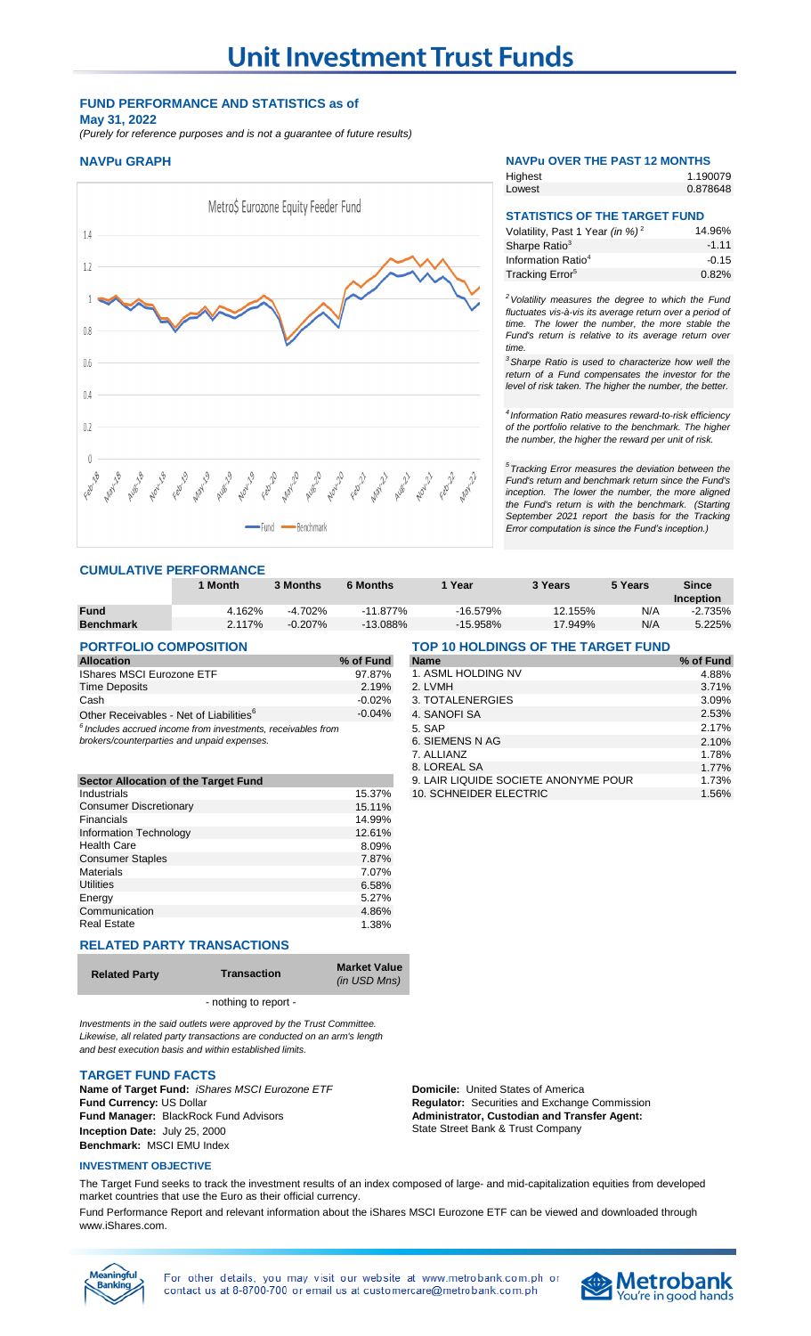# Unit Investment Trust Funds

## FUND PERFORMANCE AND STATISTICS as of May 31, 2022

*(Purely for reference purposes and is not a guarantee of future results)*

### NAVPu GRAPH

Metro$ Eurozone Equity Feeder Fund

1.4
1.2
1
0.8
0.6
0.4
0.2
0

Feb-18, May-18, Aug-18, Nov-18, Feb-19, May-19, Aug-19, Nov-19, Feb-20, May-20, Aug-20, Nov-20, Feb-21, May-21, Aug-21, Nov-21, Feb-22, May-22

Fund — Benchmark

### NAVPu OVER THE PAST 12 MONTHS

| | |
|---|---|
| Highest | 1.190079 |
| Lowest | 0.878648 |

### STATISTICS OF THE TARGET FUND

| | |
|---|---|
| Volatility, Past 1 Year *(in %)* [2] | 14.96% |
| Sharpe Ratio [3] | -1.11 |
| Information Ratio [4] | -0.15 |
| Tracking Error [5] | 0.82% |

*[2] Volatility measures the degree to which the Fund fluctuates vis-à-vis its average return over a period of time. The lower the number, the more stable the Fund's return is relative to its average return over time.*

*[3] Sharpe Ratio is used to characterize how well the return of a Fund compensates the investor for the level of risk taken. The higher the number, the better.*

*[4] Information Ratio measures reward-to-risk efficiency of the portfolio relative to the benchmark. The higher the number, the higher the reward per unit of risk.*

*[5] Tracking Error measures the deviation between the Fund's return and benchmark return since the Fund's inception. The lower the number, the more aligned the Fund's return is with the benchmark. (Starting September 2021 report the basis for the Tracking Error computation is since the Fund's inception.)*

### CUMULATIVE PERFORMANCE

| | 1 Month | 3 Months | 6 Months | 1 Year | 3 Years | 5 Years | Since Inception |
|---|---|---|---|---|---|---|---|
| **Fund** | 4.162% | -4.702% | -11.877% | -16.579% | 12.155% | N/A | -2.735% |
| **Benchmark** | 2.117% | -0.207% | -13.088% | -15.958% | 17.949% | N/A | 5.225% |

### PORTFOLIO COMPOSITION

| Allocation | % of Fund |
|---|---|
| IShares MSCI Eurozone ETF | 97.87% |
| Time Deposits | 2.19% |
| Cash | -0.02% |
| Other Receivables - Net of Liabilities [6] | -0.04% |

*[6] Includes accrued income from investments, receivables from brokers/counterparties and unpaid expenses.*

| Sector Allocation of the Target Fund | |
|---|---|
| Industrials | 15.37% |
| Consumer Discretionary | 15.11% |
| Financials | 14.99% |
| Information Technology | 12.61% |
| Health Care | 8.09% |
| Consumer Staples | 7.87% |
| Materials | 7.07% |
| Utilities | 6.58% |
| Energy | 5.27% |
| Communication | 4.86% |
| Real Estate | 1.38% |

### TOP 10 HOLDINGS OF THE TARGET FUND

| Name | % of Fund |
|---|---|
| 1. ASML HOLDING NV | 4.88% |
| 2. LVMH | 3.71% |
| 3. TOTALENERGIES | 3.09% |
| 4. SANOFI SA | 2.53% |
| 5. SAP | 2.17% |
| 6. SIEMENS N AG | 2.10% |
| 7. ALLIANZ | 1.78% |
| 8. LOREAL SA | 1.77% |
| 9. LAIR LIQUIDE SOCIETE ANONYME POUR | 1.73% |
| 10. SCHNEIDER ELECTRIC | 1.56% |

### RELATED PARTY TRANSACTIONS

| Related Party | Transaction | Market Value *(in USD Mns)* |
|---|---|---|
| - nothing to report - | | |

*Investments in the said outlets were approved by the Trust Committee. Likewise, all related party transactions are conducted on an arm's length and best execution basis and within established limits.*

### TARGET FUND FACTS

**Name of Target Fund:** *iShares MSCI Eurozone ETF*
**Fund Currency:** US Dollar
**Fund Manager:** BlackRock Fund Advisors
**Inception Date:** July 25, 2000
**Benchmark:** MSCI EMU Index

**Domicile:** United States of America
**Regulator:** Securities and Exchange Commission
**Administrator, Custodian and Transfer Agent:** State Street Bank & Trust Company

### INVESTMENT OBJECTIVE

The Target Fund seeks to track the investment results of an index composed of large- and mid-capitalization equities from developed market countries that use the Euro as their official currency.

Fund Performance Report and relevant information about the iShares MSCI Eurozone ETF can be viewed and downloaded through www.iShares.com.

For other details, you may visit our website at www.metrobank.com.ph or contact us at 8-8700-700 or email us at customercare@metrobank.com.ph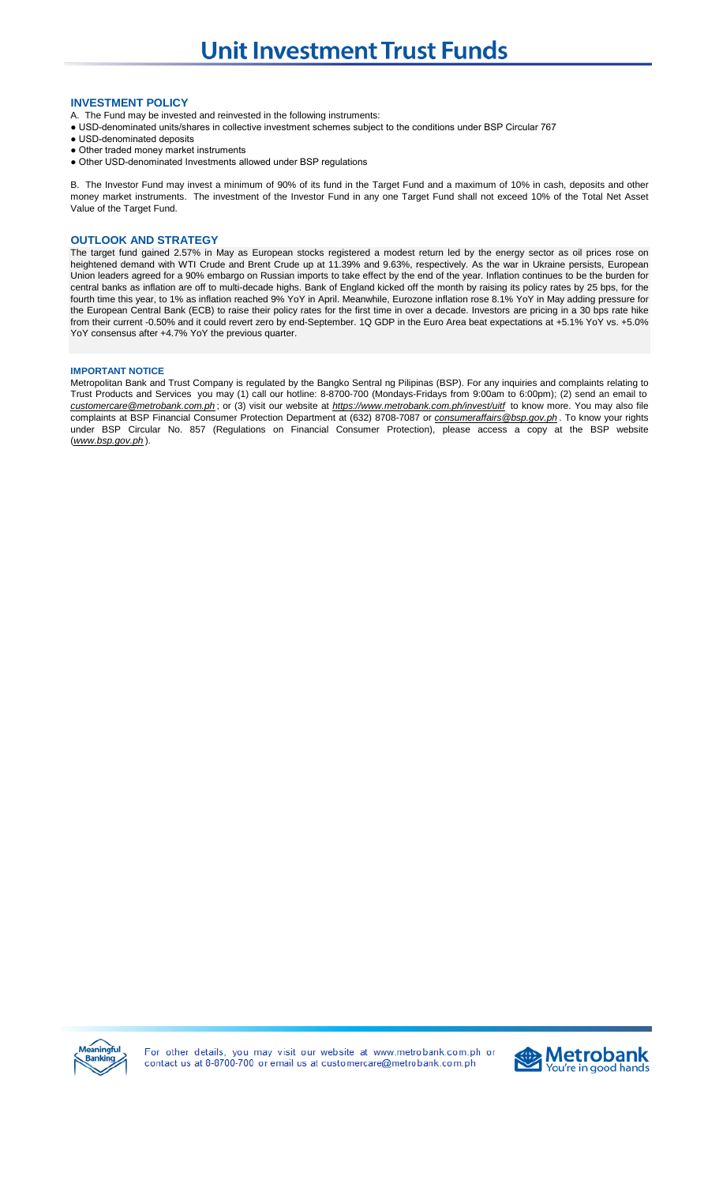# Unit Investment Trust Funds

## INVESTMENT POLICY

A. The Fund may be invested and reinvested in the following instruments:

- USD-denominated units/shares in collective investment schemes subject to the conditions under BSP Circular 767
- USD-denominated deposits
- Other traded money market instruments
- Other USD-denominated Investments allowed under BSP regulations

B. The Investor Fund may invest a minimum of 90% of its fund in the Target Fund and a maximum of 10% in cash, deposits and other money market instruments. The investment of the Investor Fund in any one Target Fund shall not exceed 10% of the Total Net Asset Value of the Target Fund.

## OUTLOOK AND STRATEGY

The target fund gained 2.57% in May as European stocks registered a modest return led by the energy sector as oil prices rose on heightened demand with WTI Crude and Brent Crude up at 11.39% and 9.63%, respectively. As the war in Ukraine persists, European Union leaders agreed for a 90% embargo on Russian imports to take effect by the end of the year. Inflation continues to be the burden for central banks as inflation are off to multi-decade highs. Bank of England kicked off the month by raising its policy rates by 25 bps, for the fourth time this year, to 1% as inflation reached 9% YoY in April. Meanwhile, Eurozone inflation rose 8.1% YoY in May adding pressure for the European Central Bank (ECB) to raise their policy rates for the first time in over a decade. Investors are pricing in a 30 bps rate hike from their current -0.50% and it could revert zero by end-September. 1Q GDP in the Euro Area beat expectations at +5.1% YoY vs. +5.0% YoY consensus after +4.7% YoY the previous quarter.

### IMPORTANT NOTICE

Metropolitan Bank and Trust Company is regulated by the Bangko Sentral ng Pilipinas (BSP). For any inquiries and complaints relating to Trust Products and Services you may (1) call our hotline: 8-8700-700 (Mondays-Fridays from 9:00am to 6:00pm); (2) send an email to *customercare@metrobank.com.ph*; or (3) visit our website at *https://www.metrobank.com.ph/invest/uitf* to know more. You may also file complaints at BSP Financial Consumer Protection Department at (632) 8708-7087 or *consumeraffairs@bsp.gov.ph*. To know your rights under BSP Circular No. 857 (Regulations on Financial Consumer Protection), please access a copy at the BSP website (*www.bsp.gov.ph*).

For other details, you may visit our website at www.metrobank.com.ph or contact us at 8-8700-700 or email us at customercare@metrobank.com.ph